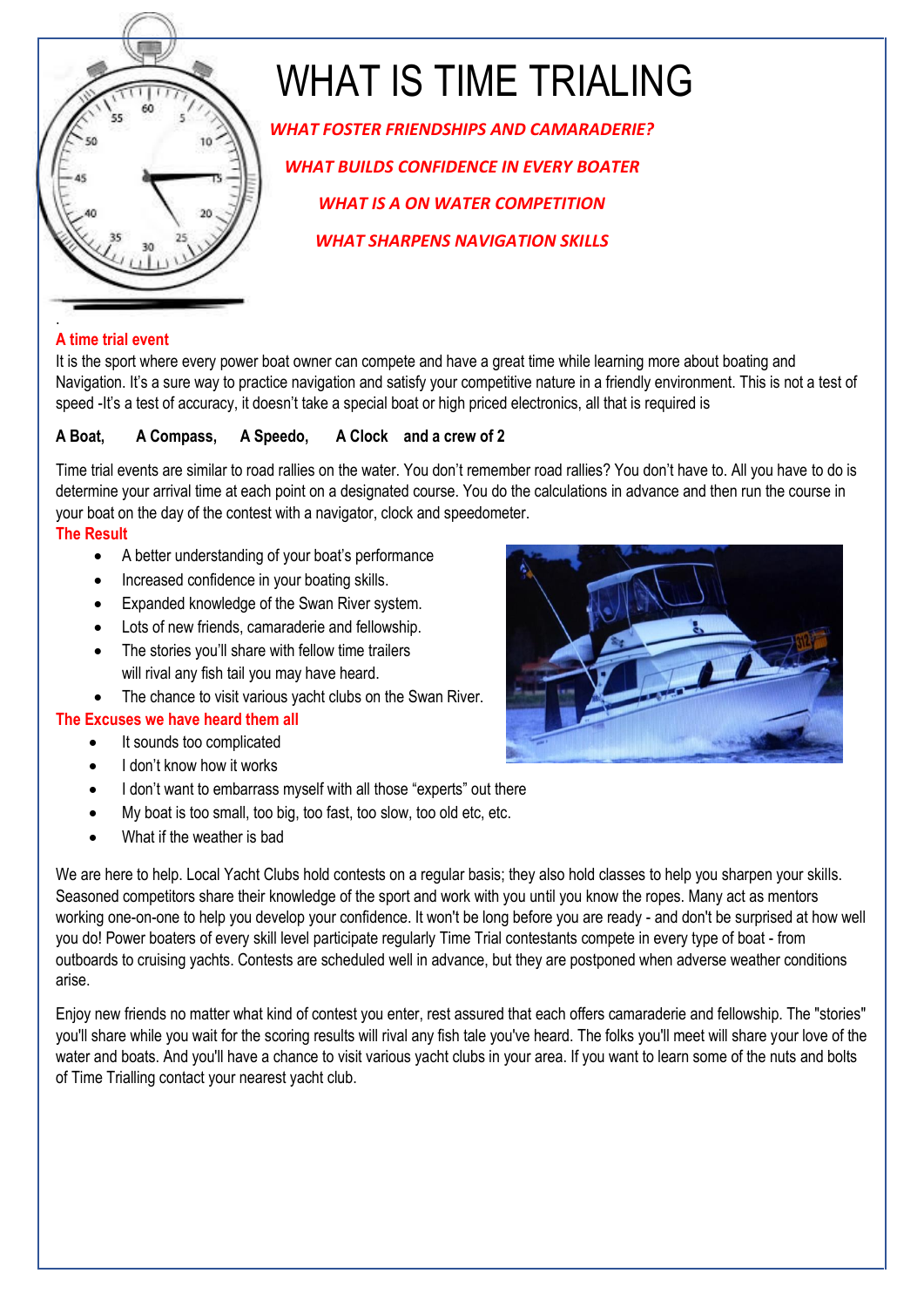# WHAT IS TIME TRIALING

***WHAT FOSTER FRIENDSHIPS AND CAMARADERIE?***

***WHAT BUILDS CONFIDENCE IN EVERY BOATER***

***WHAT IS A ON WATER COMPETITION***

***WHAT SHARPENS NAVIGATION SKILLS***

.

**A time trial event**

It is the sport where every power boat owner can compete and have a great time while learning more about boating and Navigation. It's a sure way to practice navigation and satisfy your competitive nature in a friendly environment. This is not a test of speed -It's a test of accuracy, it doesn't take a special boat or high priced electronics, all that is required is

**A Boat, A Compass, A Speedo, A Clock and a crew of 2**

Time trial events are similar to road rallies on the water. You don't remember road rallies? You don't have to. All you have to do is determine your arrival time at each point on a designated course. You do the calculations in advance and then run the course in your boat on the day of the contest with a navigator, clock and speedometer.

**The Result**

- A better understanding of your boat's performance
- Increased confidence in your boating skills.
- Expanded knowledge of the Swan River system.
- Lots of new friends, camaraderie and fellowship.
- The stories you'll share with fellow time trailers will rival any fish tail you may have heard.
- The chance to visit various yacht clubs on the Swan River.

**The Excuses we have heard them all**

- It sounds too complicated
- I don't know how it works
- I don't want to embarrass myself with all those "experts" out there
- My boat is too small, too big, too fast, too slow, too old etc, etc.
- What if the weather is bad

We are here to help. Local Yacht Clubs hold contests on a regular basis; they also hold classes to help you sharpen your skills. Seasoned competitors share their knowledge of the sport and work with you until you know the ropes. Many act as mentors working one-on-one to help you develop your confidence. It won't be long before you are ready - and don't be surprised at how well you do! Power boaters of every skill level participate regularly Time Trial contestants compete in every type of boat - from outboards to cruising yachts. Contests are scheduled well in advance, but they are postponed when adverse weather conditions arise.

Enjoy new friends no matter what kind of contest you enter, rest assured that each offers camaraderie and fellowship. The "stories" you'll share while you wait for the scoring results will rival any fish tale you've heard. The folks you'll meet will share your love of the water and boats. And you'll have a chance to visit various yacht clubs in your area. If you want to learn some of the nuts and bolts of Time Trialling contact your nearest yacht club.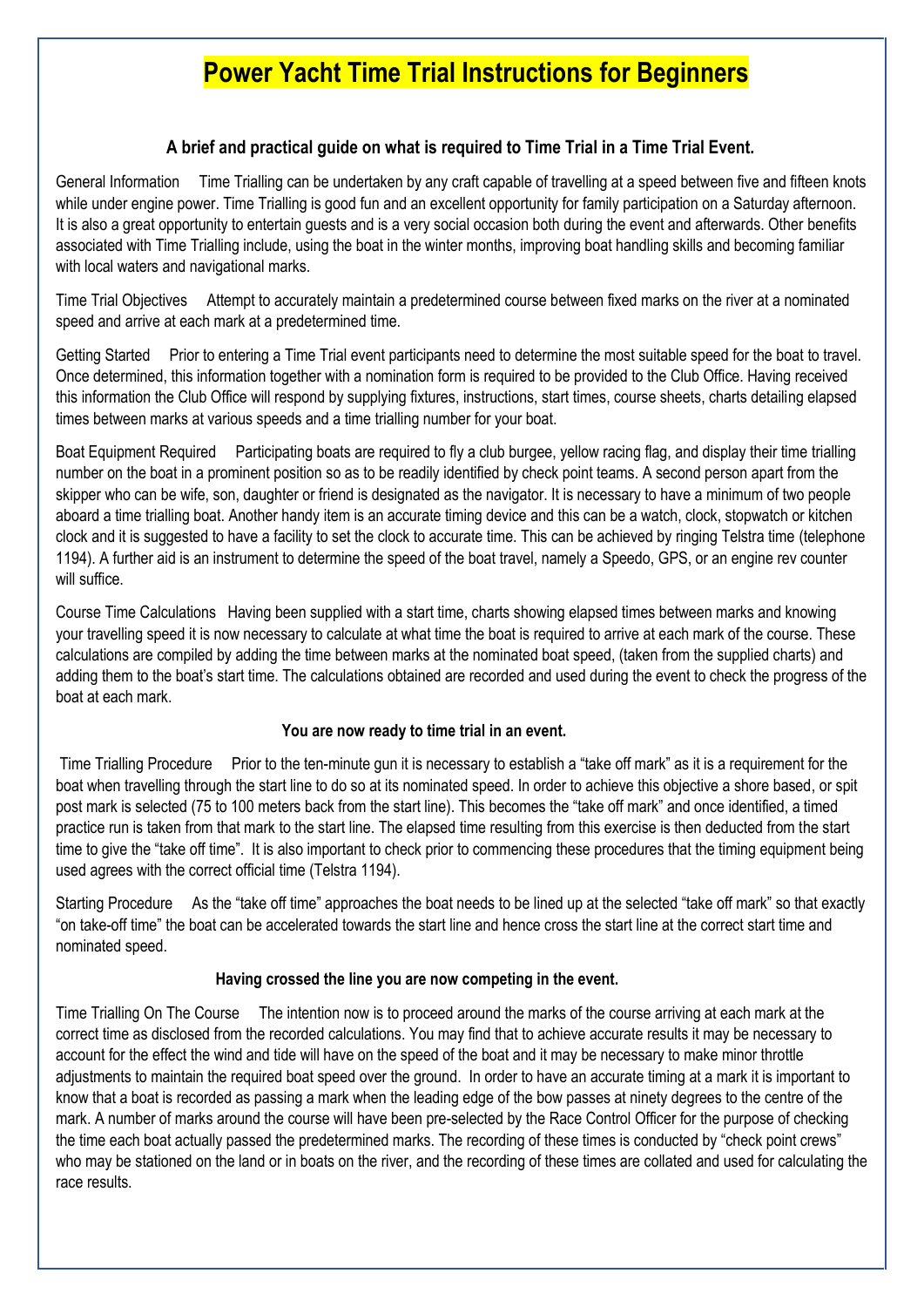# Power Yacht Time Trial Instructions for Beginners

### A brief and practical guide on what is required to Time Trial in a Time Trial Event.

General Information Time Trialling can be undertaken by any craft capable of travelling at a speed between five and fifteen knots while under engine power. Time Trialling is good fun and an excellent opportunity for family participation on a Saturday afternoon. It is also a great opportunity to entertain guests and is a very social occasion both during the event and afterwards. Other benefits associated with Time Trialling include, using the boat in the winter months, improving boat handling skills and becoming familiar with local waters and navigational marks.

Time Trial Objectives Attempt to accurately maintain a predetermined course between fixed marks on the river at a nominated speed and arrive at each mark at a predetermined time.

Getting Started Prior to entering a Time Trial event participants need to determine the most suitable speed for the boat to travel. Once determined, this information together with a nomination form is required to be provided to the Club Office. Having received this information the Club Office will respond by supplying fixtures, instructions, start times, course sheets, charts detailing elapsed times between marks at various speeds and a time trialling number for your boat.

Boat Equipment Required Participating boats are required to fly a club burgee, yellow racing flag, and display their time trialling number on the boat in a prominent position so as to be readily identified by check point teams. A second person apart from the skipper who can be wife, son, daughter or friend is designated as the navigator. It is necessary to have a minimum of two people aboard a time trialling boat. Another handy item is an accurate timing device and this can be a watch, clock, stopwatch or kitchen clock and it is suggested to have a facility to set the clock to accurate time. This can be achieved by ringing Telstra time (telephone 1194). A further aid is an instrument to determine the speed of the boat travel, namely a Speedo, GPS, or an engine rev counter will suffice.

Course Time Calculations Having been supplied with a start time, charts showing elapsed times between marks and knowing your travelling speed it is now necessary to calculate at what time the boat is required to arrive at each mark of the course. These calculations are compiled by adding the time between marks at the nominated boat speed, (taken from the supplied charts) and adding them to the boat's start time. The calculations obtained are recorded and used during the event to check the progress of the boat at each mark.

**You are now ready to time trial in an event.**

Time Trialling Procedure Prior to the ten-minute gun it is necessary to establish a "take off mark" as it is a requirement for the boat when travelling through the start line to do so at its nominated speed. In order to achieve this objective a shore based, or spit post mark is selected (75 to 100 meters back from the start line). This becomes the "take off mark" and once identified, a timed practice run is taken from that mark to the start line. The elapsed time resulting from this exercise is then deducted from the start time to give the "take off time". It is also important to check prior to commencing these procedures that the timing equipment being used agrees with the correct official time (Telstra 1194).

Starting Procedure As the "take off time" approaches the boat needs to be lined up at the selected "take off mark" so that exactly "on take-off time" the boat can be accelerated towards the start line and hence cross the start line at the correct start time and nominated speed.

**Having crossed the line you are now competing in the event.**

Time Trialling On The Course The intention now is to proceed around the marks of the course arriving at each mark at the correct time as disclosed from the recorded calculations. You may find that to achieve accurate results it may be necessary to account for the effect the wind and tide will have on the speed of the boat and it may be necessary to make minor throttle adjustments to maintain the required boat speed over the ground. In order to have an accurate timing at a mark it is important to know that a boat is recorded as passing a mark when the leading edge of the bow passes at ninety degrees to the centre of the mark. A number of marks around the course will have been pre-selected by the Race Control Officer for the purpose of checking the time each boat actually passed the predetermined marks. The recording of these times is conducted by "check point crews" who may be stationed on the land or in boats on the river, and the recording of these times are collated and used for calculating the race results.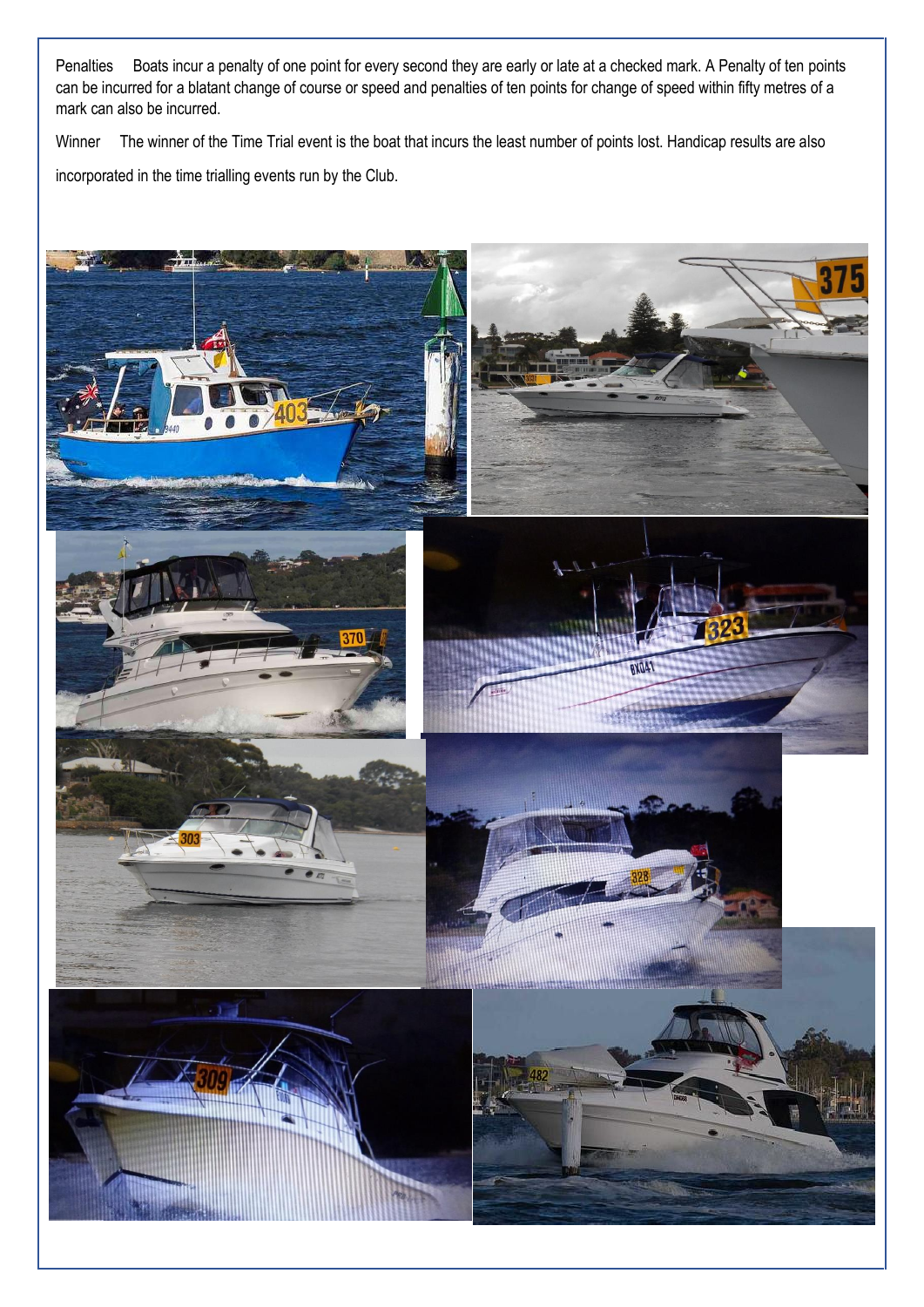Penalties Boats incur a penalty of one point for every second they are early or late at a checked mark. A Penalty of ten points can be incurred for a blatant change of course or speed and penalties of ten points for change of speed within fifty metres of a mark can also be incurred.

Winner The winner of the Time Trial event is the boat that incurs the least number of points lost. Handicap results are also incorporated in the time trialling events run by the Club.